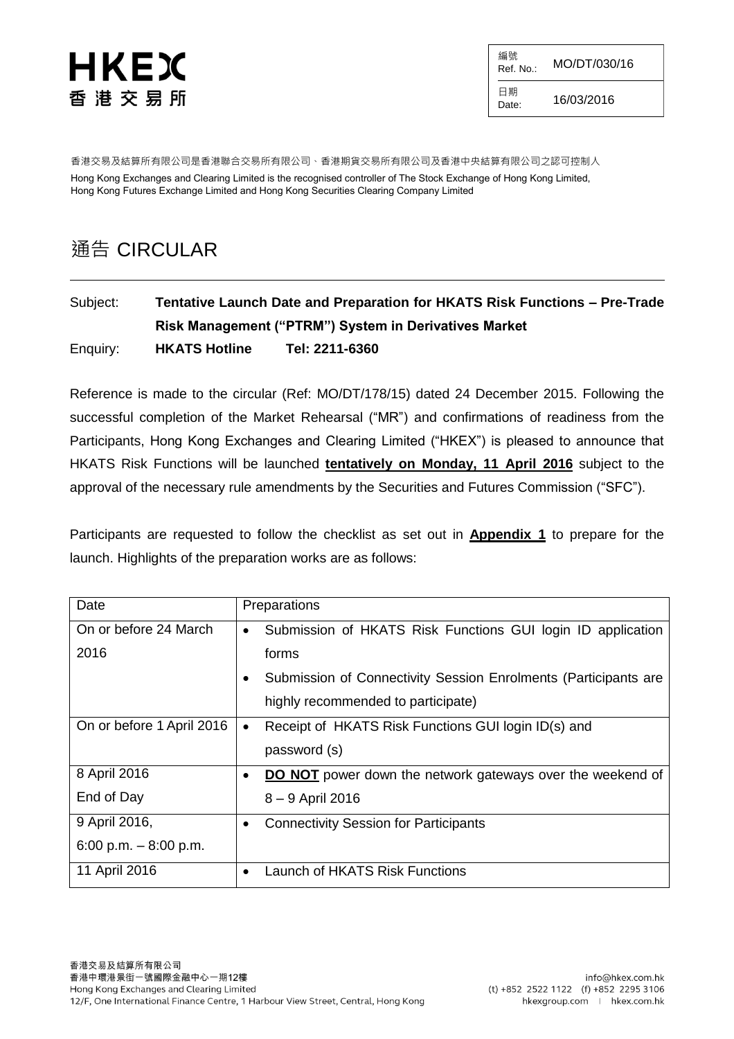HKEX
香港交易所

| 編號 Ref. No.: | MO/DT/030/16 |
|---|---|
| 日期 Date: | 16/03/2016 |

香港交易及結算所有限公司是香港聯合交易所有限公司、香港期貨交易所有限公司及香港中央結算有限公司之認可控制人

Hong Kong Exchanges and Clearing Limited is the recognised controller of The Stock Exchange of Hong Kong Limited, Hong Kong Futures Exchange Limited and Hong Kong Securities Clearing Company Limited

# 通告 CIRCULAR

Subject: **Tentative Launch Date and Preparation for HKATS Risk Functions – Pre-Trade Risk Management ("PTRM") System in Derivatives Market**

Enquiry: **HKATS Hotline Tel: 2211-6360**

Reference is made to the circular (Ref: MO/DT/178/15) dated 24 December 2015. Following the successful completion of the Market Rehearsal ("MR") and confirmations of readiness from the Participants, Hong Kong Exchanges and Clearing Limited ("HKEX") is pleased to announce that HKATS Risk Functions will be launched **tentatively on Monday, 11 April 2016** subject to the approval of the necessary rule amendments by the Securities and Futures Commission ("SFC").

Participants are requested to follow the checklist as set out in **Appendix 1** to prepare for the launch. Highlights of the preparation works are as follows:

| Date | Preparations |
|---|---|
| On or before 24 March 2016 | • Submission of HKATS Risk Functions GUI login ID application forms<br>• Submission of Connectivity Session Enrolments (Participants are highly recommended to participate) |
| On or before 1 April 2016 | • Receipt of HKATS Risk Functions GUI login ID(s) and password (s) |
| 8 April 2016 End of Day | • **DO NOT** power down the network gateways over the weekend of 8 – 9 April 2016 |
| 9 April 2016, 6:00 p.m. – 8:00 p.m. | • Connectivity Session for Participants |
| 11 April 2016 | • Launch of HKATS Risk Functions |

香港交易及結算所有限公司
香港中環港景街一號國際金融中心一期12樓
Hong Kong Exchanges and Clearing Limited
12/F, One International Finance Centre, 1 Harbour View Street, Central, Hong Kong

info@hkex.com.hk
(t) +852 2522 1122 (f) +852 2295 3106
hkexgroup.com | hkex.com.hk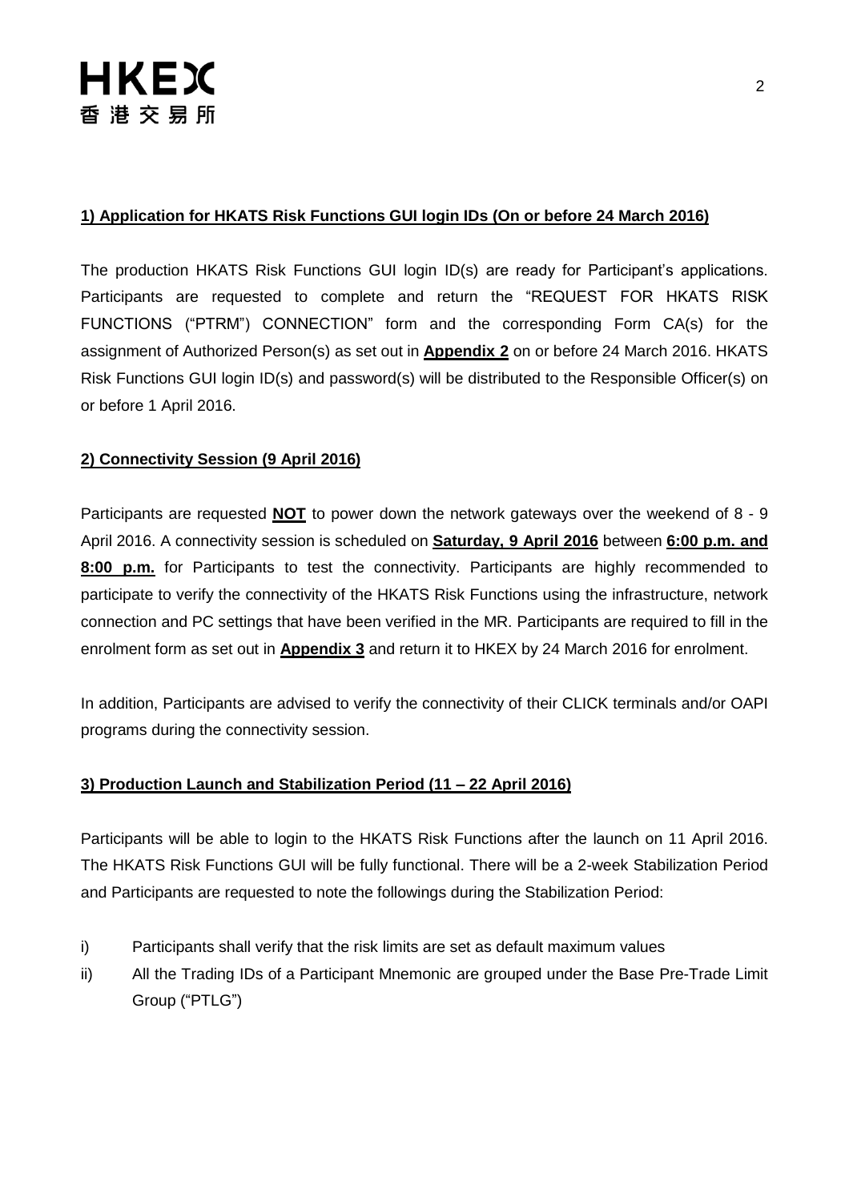**1) Application for HKATS Risk Functions GUI login IDs (On or before 24 March 2016)**

The production HKATS Risk Functions GUI login ID(s) are ready for Participant's applications. Participants are requested to complete and return the "REQUEST FOR HKATS RISK FUNCTIONS ("PTRM") CONNECTION" form and the corresponding Form CA(s) for the assignment of Authorized Person(s) as set out in **Appendix 2** on or before 24 March 2016. HKATS Risk Functions GUI login ID(s) and password(s) will be distributed to the Responsible Officer(s) on or before 1 April 2016.

**2) Connectivity Session (9 April 2016)**

Participants are requested **NOT** to power down the network gateways over the weekend of 8 - 9 April 2016. A connectivity session is scheduled on **Saturday, 9 April 2016** between **6:00 p.m. and 8:00 p.m.** for Participants to test the connectivity. Participants are highly recommended to participate to verify the connectivity of the HKATS Risk Functions using the infrastructure, network connection and PC settings that have been verified in the MR. Participants are required to fill in the enrolment form as set out in **Appendix 3** and return it to HKEX by 24 March 2016 for enrolment.

In addition, Participants are advised to verify the connectivity of their CLICK terminals and/or OAPI programs during the connectivity session.

**3) Production Launch and Stabilization Period (11 – 22 April 2016)**

Participants will be able to login to the HKATS Risk Functions after the launch on 11 April 2016. The HKATS Risk Functions GUI will be fully functional. There will be a 2-week Stabilization Period and Participants are requested to note the followings during the Stabilization Period:

i) Participants shall verify that the risk limits are set as default maximum values

ii) All the Trading IDs of a Participant Mnemonic are grouped under the Base Pre-Trade Limit Group ("PTLG")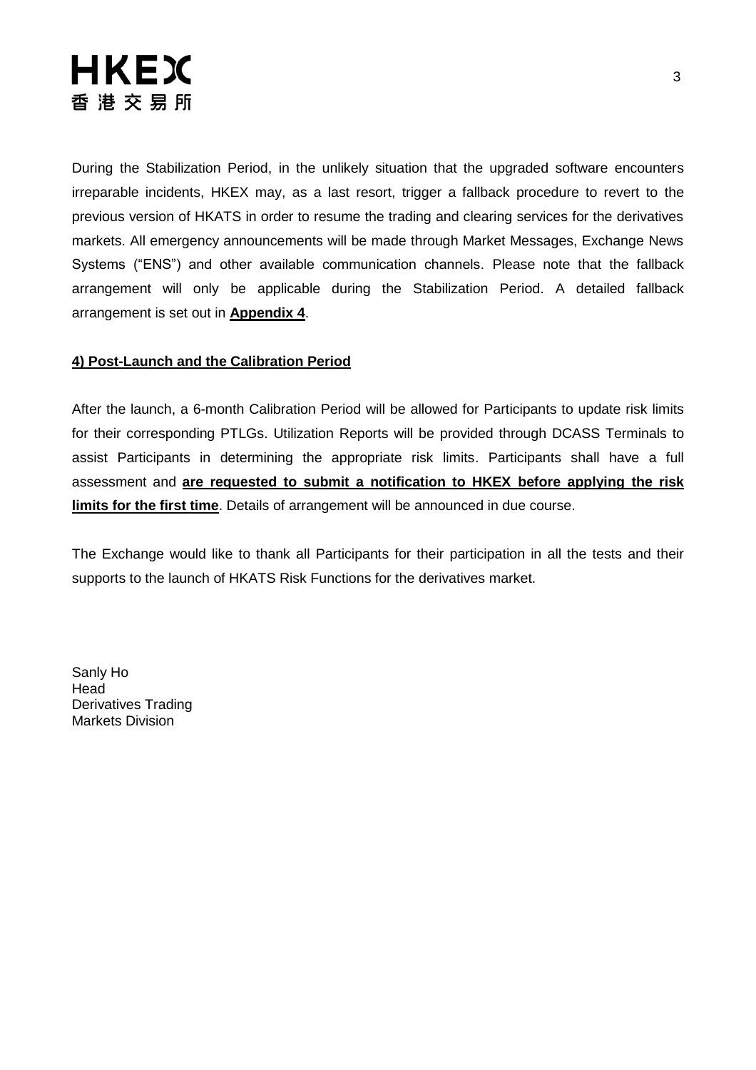During the Stabilization Period, in the unlikely situation that the upgraded software encounters irreparable incidents, HKEX may, as a last resort, trigger a fallback procedure to revert to the previous version of HKATS in order to resume the trading and clearing services for the derivatives markets. All emergency announcements will be made through Market Messages, Exchange News Systems ("ENS") and other available communication channels. Please note that the fallback arrangement will only be applicable during the Stabilization Period. A detailed fallback arrangement is set out in **Appendix 4**.

**4) Post-Launch and the Calibration Period**

After the launch, a 6-month Calibration Period will be allowed for Participants to update risk limits for their corresponding PTLGs. Utilization Reports will be provided through DCASS Terminals to assist Participants in determining the appropriate risk limits. Participants shall have a full assessment and **are requested to submit a notification to HKEX before applying the risk limits for the first time**. Details of arrangement will be announced in due course.

The Exchange would like to thank all Participants for their participation in all the tests and their supports to the launch of HKATS Risk Functions for the derivatives market.

Sanly Ho
Head
Derivatives Trading
Markets Division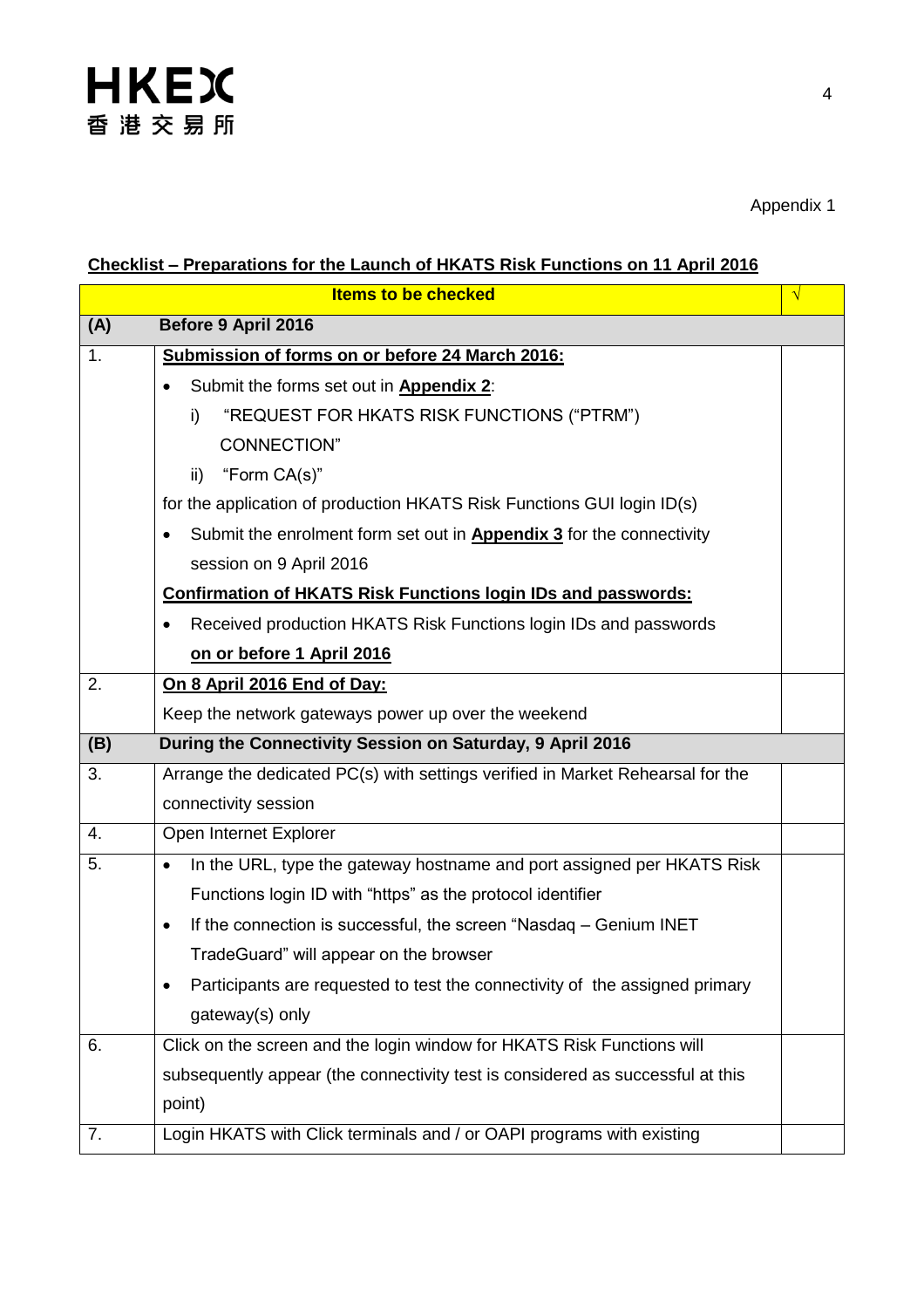Appendix 1

**Checklist – Preparations for the Launch of HKATS Risk Functions on 11 April 2016**

| | Items to be checked | √ |
|---|---|---|
| **(A)** | **Before 9 April 2016** | |
| 1. | **Submission of forms on or before 24 March 2016:**<br>• Submit the forms set out in **Appendix 2**:<br>i) "REQUEST FOR HKATS RISK FUNCTIONS ("PTRM") CONNECTION"<br>ii) "Form CA(s)"<br>for the application of production HKATS Risk Functions GUI login ID(s)<br>• Submit the enrolment form set out in **Appendix 3** for the connectivity session on 9 April 2016<br>**Confirmation of HKATS Risk Functions login IDs and passwords:**<br>• Received production HKATS Risk Functions login IDs and passwords **on or before 1 April 2016** | |
| 2. | **On 8 April 2016 End of Day:**<br>Keep the network gateways power up over the weekend | |
| **(B)** | **During the Connectivity Session on Saturday, 9 April 2016** | |
| 3. | Arrange the dedicated PC(s) with settings verified in Market Rehearsal for the connectivity session | |
| 4. | Open Internet Explorer | |
| 5. | • In the URL, type the gateway hostname and port assigned per HKATS Risk Functions login ID with "https" as the protocol identifier<br>• If the connection is successful, the screen "Nasdaq – Genium INET TradeGuard" will appear on the browser<br>• Participants are requested to test the connectivity of the assigned primary gateway(s) only | |
| 6. | Click on the screen and the login window for HKATS Risk Functions will subsequently appear (the connectivity test is considered as successful at this point) | |
| 7. | Login HKATS with Click terminals and / or OAPI programs with existing | |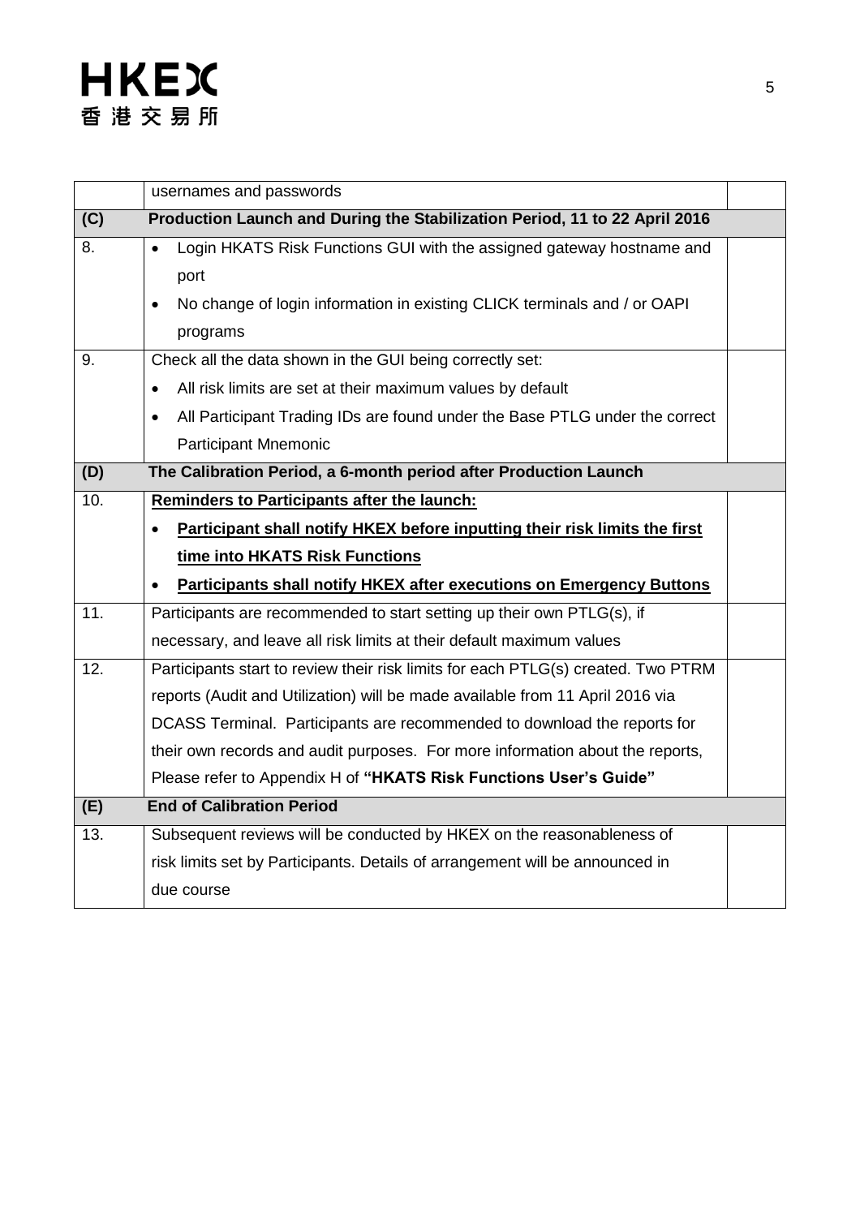| | | |
|---|---|---|
| | usernames and passwords | |
| **(C)** | **Production Launch and During the Stabilization Period, 11 to 22 April 2016** | |
| 8. | • Login HKATS Risk Functions GUI with the assigned gateway hostname and port<br>• No change of login information in existing CLICK terminals and / or OAPI programs | |
| 9. | Check all the data shown in the GUI being correctly set:<br>• All risk limits are set at their maximum values by default<br>• All Participant Trading IDs are found under the Base PTLG under the correct Participant Mnemonic | |
| **(D)** | **The Calibration Period, a 6-month period after Production Launch** | |
| 10. | **Reminders to Participants after the launch:**<br>• **Participant shall notify HKEX before inputting their risk limits the first time into HKATS Risk Functions**<br>• **Participants shall notify HKEX after executions on Emergency Buttons** | |
| 11. | Participants are recommended to start setting up their own PTLG(s), if necessary, and leave all risk limits at their default maximum values | |
| 12. | Participants start to review their risk limits for each PTLG(s) created. Two PTRM reports (Audit and Utilization) will be made available from 11 April 2016 via DCASS Terminal. Participants are recommended to download the reports for their own records and audit purposes. For more information about the reports, Please refer to Appendix H of **"HKATS Risk Functions User's Guide"** | |
| **(E)** | **End of Calibration Period** | |
| 13. | Subsequent reviews will be conducted by HKEX on the reasonableness of risk limits set by Participants. Details of arrangement will be announced in due course | |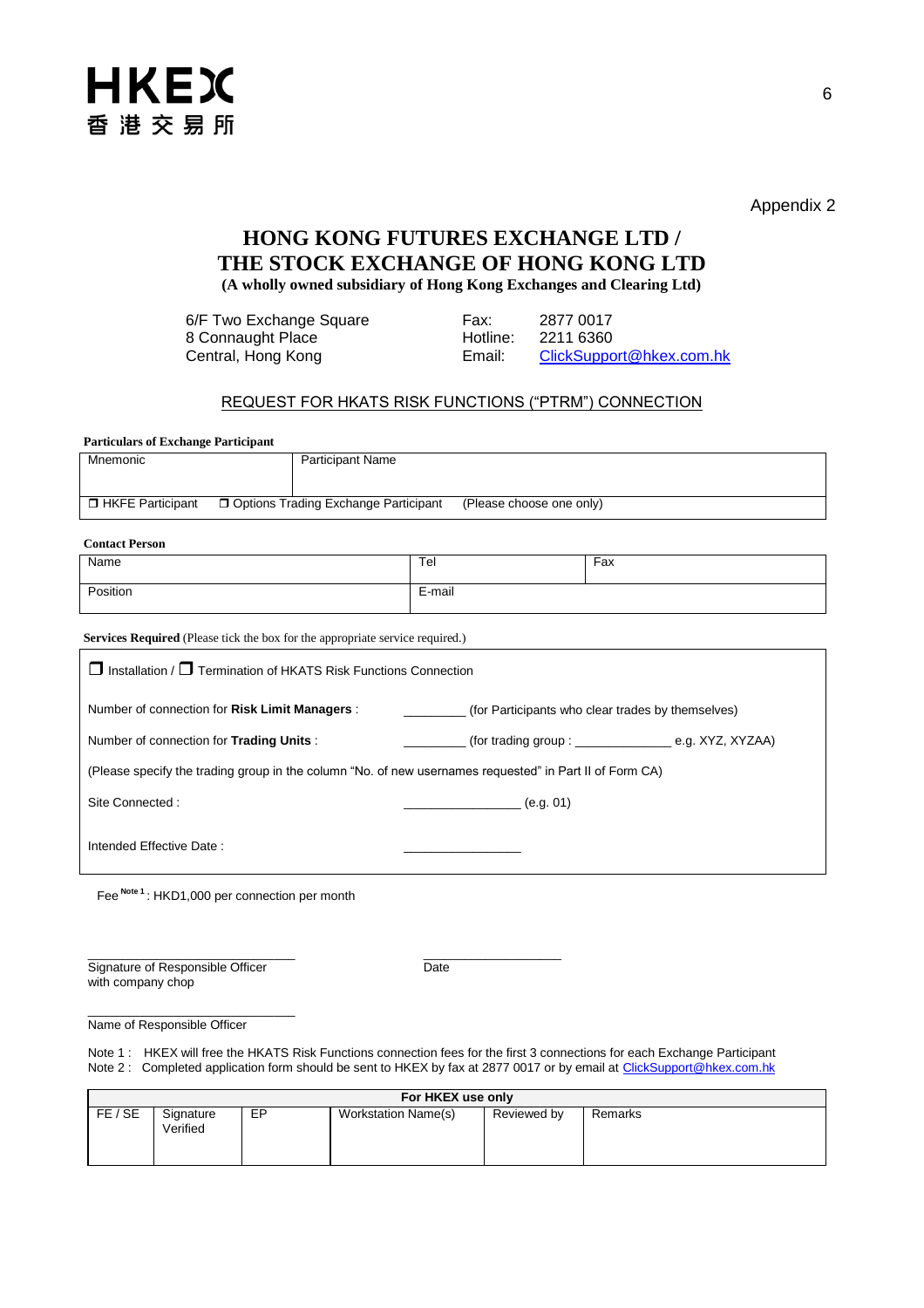Appendix 2

# HONG KONG FUTURES EXCHANGE LTD / THE STOCK EXCHANGE OF HONG KONG LTD

**(A wholly owned subsidiary of Hong Kong Exchanges and Clearing Ltd)**

6/F Two Exchange Square
8 Connaught Place
Central, Hong Kong

Fax: 2877 0017
Hotline: 2211 6360
Email: ClickSupport@hkex.com.hk

## REQUEST FOR HKATS RISK FUNCTIONS ("PTRM") CONNECTION

**Particulars of Exchange Participant**

| Mnemonic | Participant Name | |
|---|---|---|
| ❒ HKFE Participant | ❒ Options Trading Exchange Participant | (Please choose one only) |

**Contact Person**

| Name | Tel | Fax |
|---|---|---|
| Position | E-mail | |

**Services Required** (Please tick the box for the appropriate service required.)

❒ Installation / ❒ Termination of HKATS Risk Functions Connection

Number of connection for **Risk Limit Managers** : ________ (for Participants who clear trades by themselves)

Number of connection for **Trading Units** : ________ (for trading group : ____________ e.g. XYZ, XYZAA)

(Please specify the trading group in the column "No. of new usernames requested" in Part II of Form CA)

Site Connected : ______________ (e.g. 01)

Intended Effective Date : ______________

Fee [Note 1] : HKD1,000 per connection per month

_________________________
Signature of Responsible Officer with company chop

_________________
Date

_________________________
Name of Responsible Officer

Note 1 : HKEX will free the HKATS Risk Functions connection fees for the first 3 connections for each Exchange Participant

Note 2 : Completed application form should be sent to HKEX by fax at 2877 0017 or by email at ClickSupport@hkex.com.hk

| For HKEX use only | | | | | |
|---|---|---|---|---|---|
| FE / SE | Signature Verified | EP | Workstation Name(s) | Reviewed by | Remarks |
| | | | | | |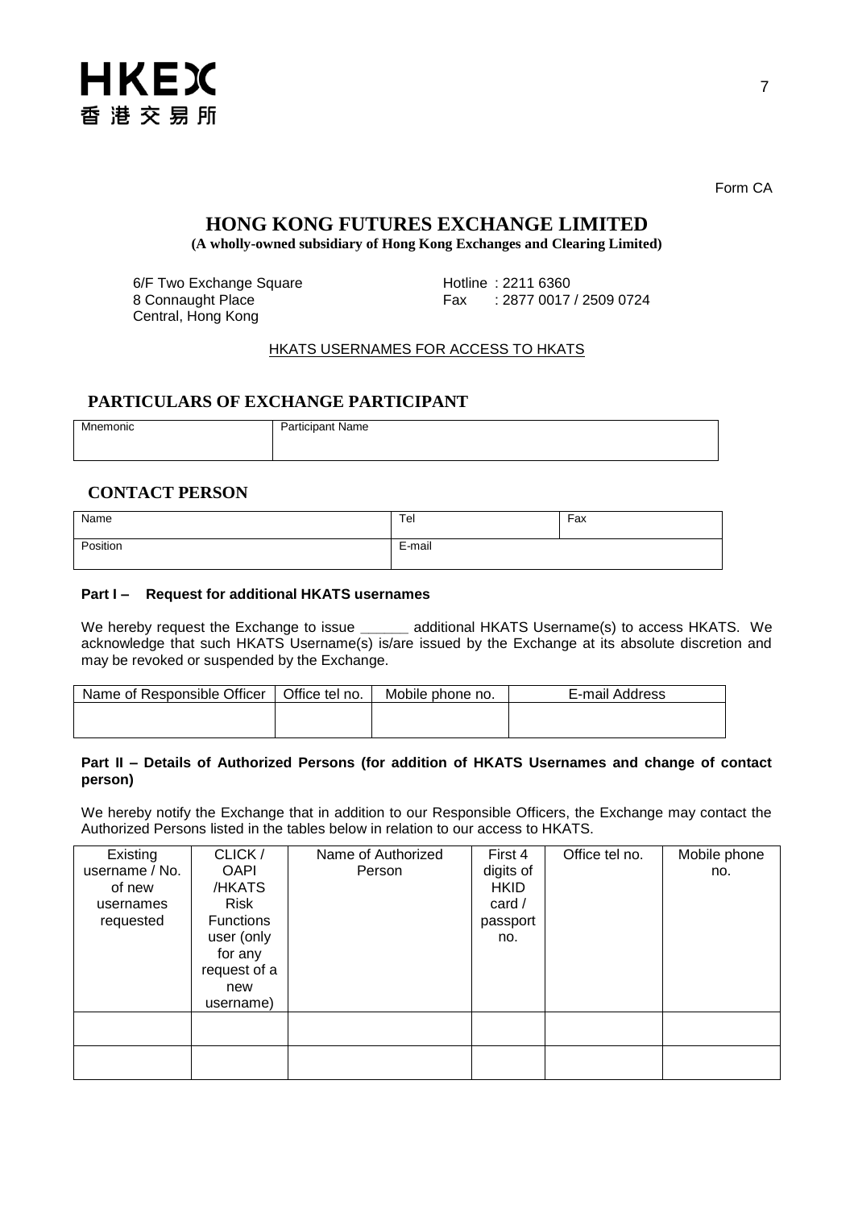HKEX
香港交易所

Form CA

# HONG KONG FUTURES EXCHANGE LIMITED

**(A wholly-owned subsidiary of Hong Kong Exchanges and Clearing Limited)**

6/F Two Exchange Square
8 Connaught Place
Central, Hong Kong

Hotline : 2211 6360
Fax : 2877 0017 / 2509 0724

HKATS USERNAMES FOR ACCESS TO HKATS

## PARTICULARS OF EXCHANGE PARTICIPANT

| Mnemonic | Participant Name |
|---|---|
| | |

## CONTACT PERSON

| Name | Tel | Fax |
|---|---|---|
| Position | E-mail | |

**Part I – Request for additional HKATS usernames**

We hereby request the Exchange to issue ______ additional HKATS Username(s) to access HKATS. We acknowledge that such HKATS Username(s) is/are issued by the Exchange at its absolute discretion and may be revoked or suspended by the Exchange.

| Name of Responsible Officer | Office tel no. | Mobile phone no. | E-mail Address |
|---|---|---|---|
| | | | |

**Part II – Details of Authorized Persons (for addition of HKATS Usernames and change of contact person)**

We hereby notify the Exchange that in addition to our Responsible Officers, the Exchange may contact the Authorized Persons listed in the tables below in relation to our access to HKATS.

| Existing username / No. of new usernames requested | CLICK / OAPI /HKATS Risk Functions user (only for any request of a new username) | Name of Authorized Person | First 4 digits of HKID card / passport no. | Office tel no. | Mobile phone no. |
|---|---|---|---|---|---|
| | | | | | |
| | | | | | |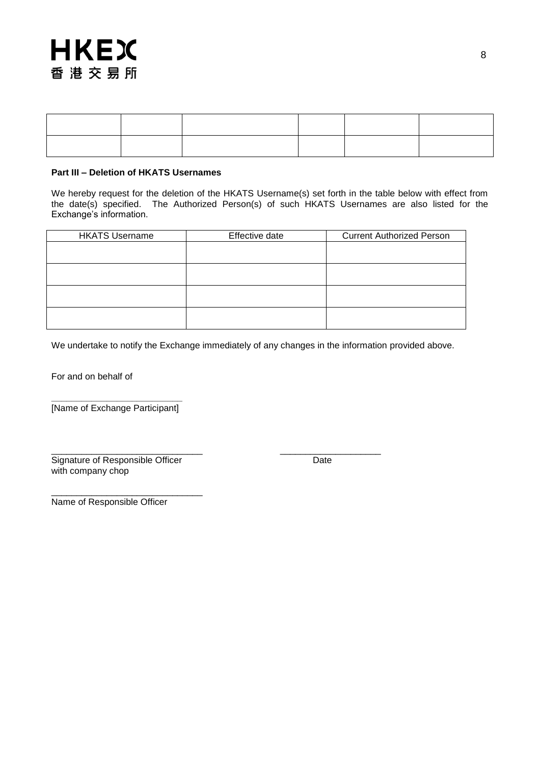| | | | | | |
|---|---|---|---|---|---|
| | | | | | |
| | | | | | |

**Part III – Deletion of HKATS Usernames**

We hereby request for the deletion of the HKATS Username(s) set forth in the table below with effect from the date(s) specified. The Authorized Person(s) of such HKATS Usernames are also listed for the Exchange's information.

| HKATS Username | Effective date | Current Authorized Person |
|---|---|---|
| | | |
| | | |
| | | |
| | | |

We undertake to notify the Exchange immediately of any changes in the information provided above.

For and on behalf of

___________________________
[Name of Exchange Participant]

_______________________________ ____________________
Signature of Responsible Officer Date
with company chop

_______________________________
Name of Responsible Officer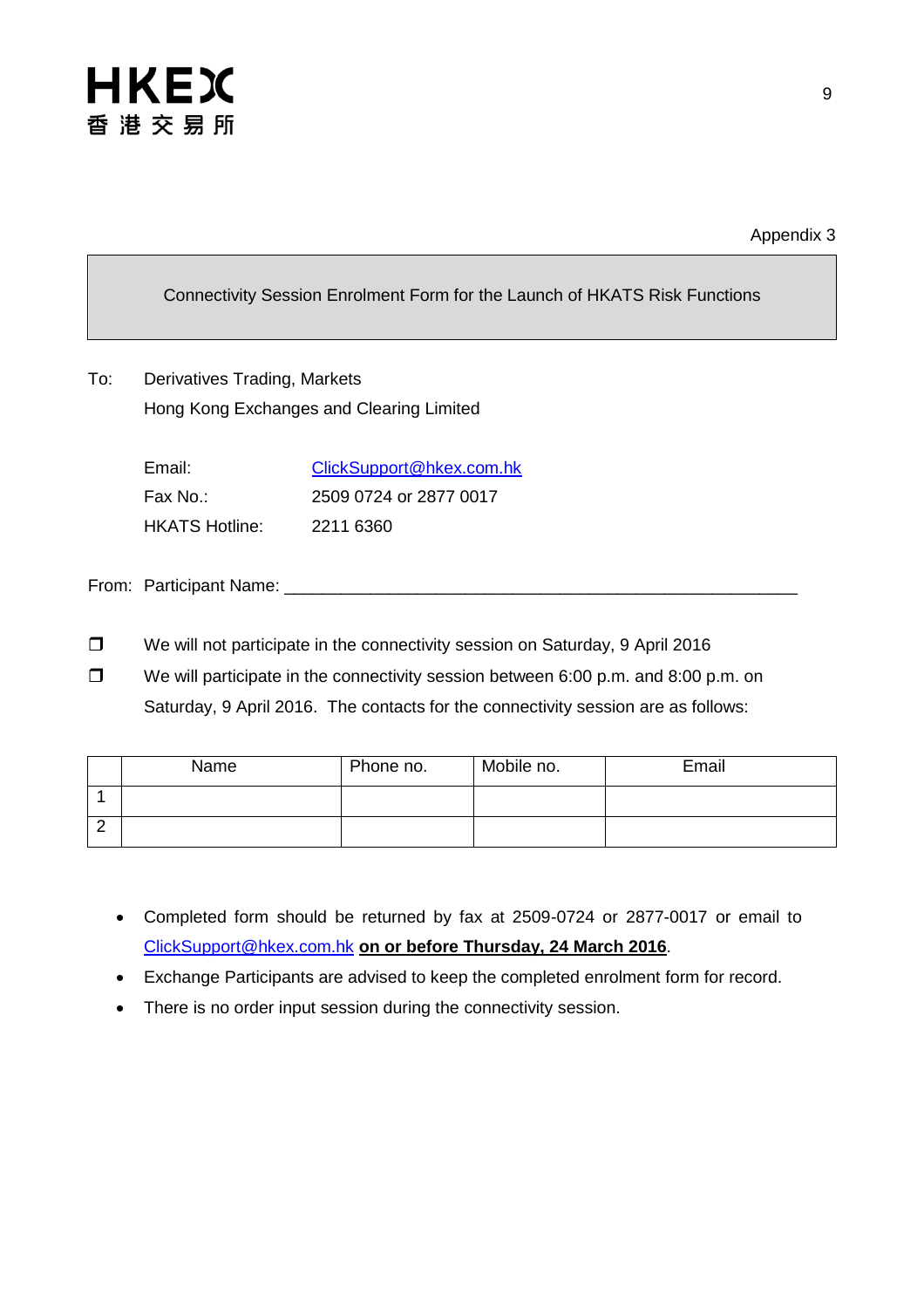HKEX
香港交易所

Appendix 3

**Connectivity Session Enrolment Form for the Launch of HKATS Risk Functions**

To: Derivatives Trading, Markets
Hong Kong Exchanges and Clearing Limited

Email: ClickSupport@hkex.com.hk
Fax No.: 2509 0724 or 2877 0017
HKATS Hotline: 2211 6360

From: Participant Name: _______________________________________________________

❒ We will not participate in the connectivity session on Saturday, 9 April 2016

❒ We will participate in the connectivity session between 6:00 p.m. and 8:00 p.m. on Saturday, 9 April 2016. The contacts for the connectivity session are as follows:

| | Name | Phone no. | Mobile no. | Email |
|---|---|---|---|---|
| 1 | | | | |
| 2 | | | | |

- Completed form should be returned by fax at 2509-0724 or 2877-0017 or email to ClickSupport@hkex.com.hk **on or before Thursday, 24 March 2016**.
- Exchange Participants are advised to keep the completed enrolment form for record.
- There is no order input session during the connectivity session.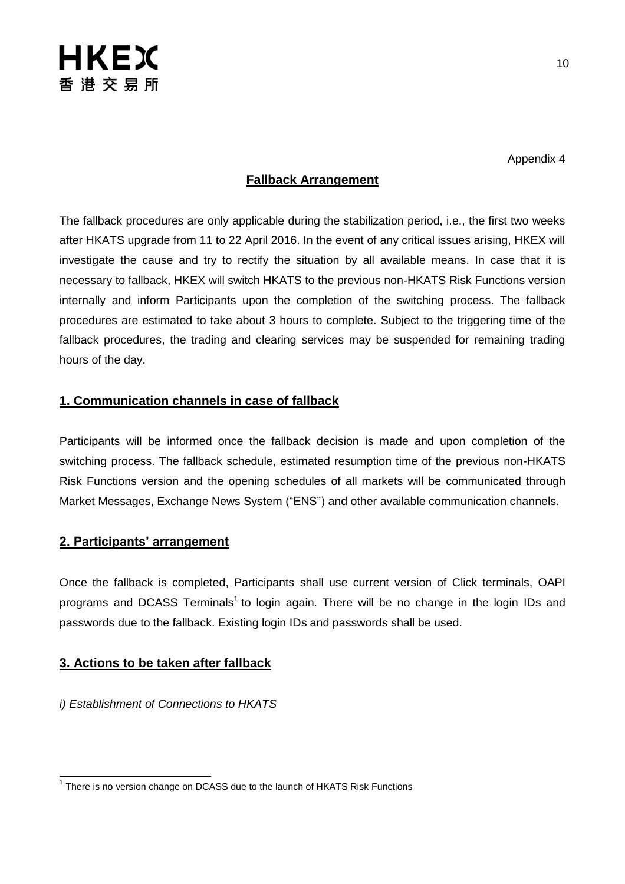Appendix 4

## Fallback Arrangement

The fallback procedures are only applicable during the stabilization period, i.e., the first two weeks after HKATS upgrade from 11 to 22 April 2016. In the event of any critical issues arising, HKEX will investigate the cause and try to rectify the situation by all available means. In case that it is necessary to fallback, HKEX will switch HKATS to the previous non-HKATS Risk Functions version internally and inform Participants upon the completion of the switching process. The fallback procedures are estimated to take about 3 hours to complete. Subject to the triggering time of the fallback procedures, the trading and clearing services may be suspended for remaining trading hours of the day.

### 1. Communication channels in case of fallback

Participants will be informed once the fallback decision is made and upon completion of the switching process. The fallback schedule, estimated resumption time of the previous non-HKATS Risk Functions version and the opening schedules of all markets will be communicated through Market Messages, Exchange News System ("ENS") and other available communication channels.

### 2. Participants' arrangement

Once the fallback is completed, Participants shall use current version of Click terminals, OAPI programs and DCASS Terminals[1] to login again. There will be no change in the login IDs and passwords due to the fallback. Existing login IDs and passwords shall be used.

### 3. Actions to be taken after fallback

*i) Establishment of Connections to HKATS*

---

[1] There is no version change on DCASS due to the launch of HKATS Risk Functions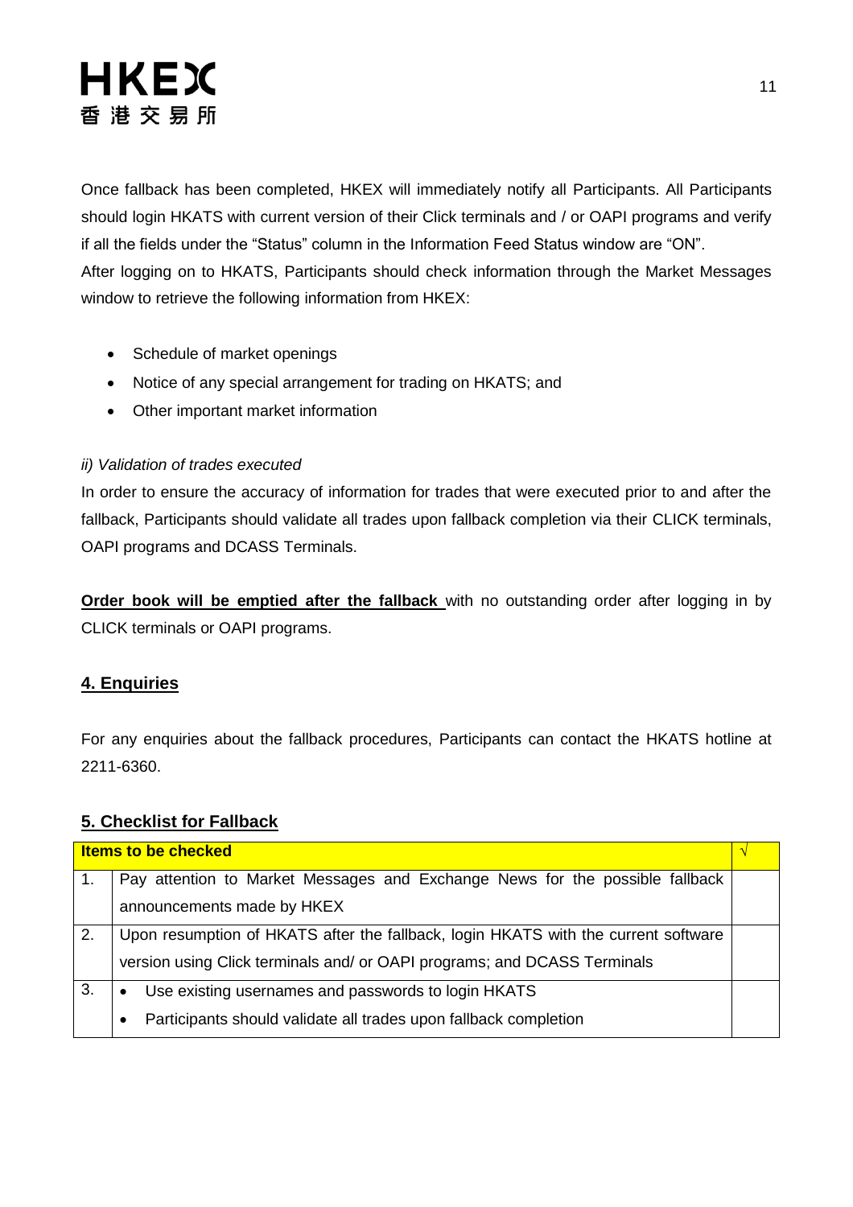Once fallback has been completed, HKEX will immediately notify all Participants. All Participants should login HKATS with current version of their Click terminals and / or OAPI programs and verify if all the fields under the "Status" column in the Information Feed Status window are "ON".
After logging on to HKATS, Participants should check information through the Market Messages window to retrieve the following information from HKEX:

- Schedule of market openings
- Notice of any special arrangement for trading on HKATS; and
- Other important market information

*ii) Validation of trades executed*

In order to ensure the accuracy of information for trades that were executed prior to and after the fallback, Participants should validate all trades upon fallback completion via their CLICK terminals, OAPI programs and DCASS Terminals.

**Order book will be emptied after the fallback** with no outstanding order after logging in by CLICK terminals or OAPI programs.

## 4. Enquiries

For any enquiries about the fallback procedures, Participants can contact the HKATS hotline at 2211-6360.

## 5. Checklist for Fallback

| **Items to be checked** | | √ |
|---|---|---|
| 1. | Pay attention to Market Messages and Exchange News for the possible fallback announcements made by HKEX | |
| 2. | Upon resumption of HKATS after the fallback, login HKATS with the current software version using Click terminals and/ or OAPI programs; and DCASS Terminals | |
| 3. | • Use existing usernames and passwords to login HKATS<br>• Participants should validate all trades upon fallback completion | |